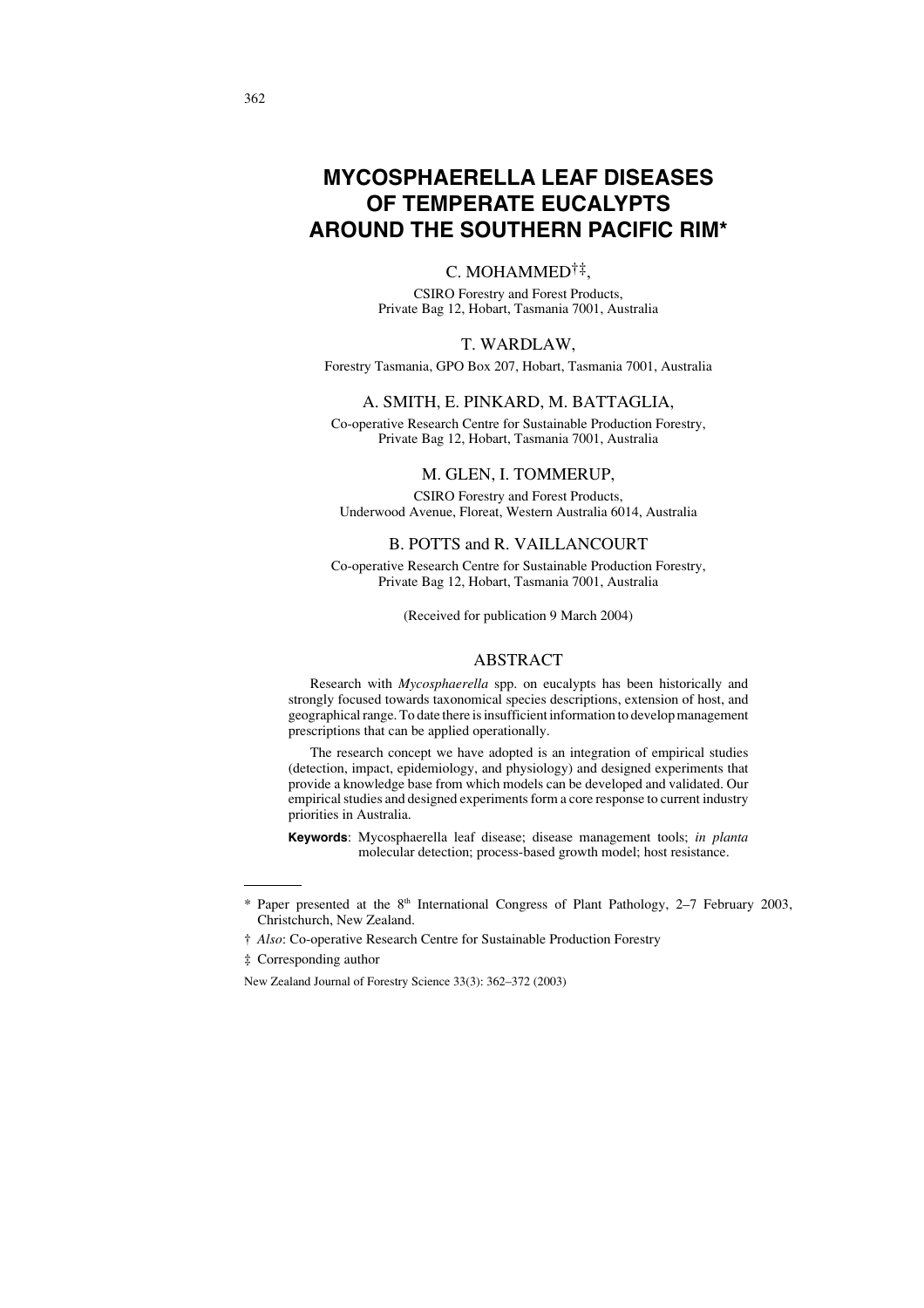# MYCOSPHAERELLA LEAF DISEASES OF TEMPERATE EUCALYPTS AROUND THE SOUTHERN PACIFIC RIM*

C. MOHAMMED[†‡],

CSIRO Forestry and Forest Products,
Private Bag 12, Hobart, Tasmania 7001, Australia

T. WARDLAW,

Forestry Tasmania, GPO Box 207, Hobart, Tasmania 7001, Australia

A. SMITH, E. PINKARD, M. BATTAGLIA,

Co-operative Research Centre for Sustainable Production Forestry,
Private Bag 12, Hobart, Tasmania 7001, Australia

M. GLEN, I. TOMMERUP,

CSIRO Forestry and Forest Products,
Underwood Avenue, Floreat, Western Australia 6014, Australia

B. POTTS and R. VAILLANCOURT

Co-operative Research Centre for Sustainable Production Forestry,
Private Bag 12, Hobart, Tasmania 7001, Australia

(Received for publication 9 March 2004)

## ABSTRACT

Research with *Mycosphaerella* spp. on eucalypts has been historically and strongly focused towards taxonomical species descriptions, extension of host, and geographical range. To date there is insufficient information to develop management prescriptions that can be applied operationally.

The research concept we have adopted is an integration of empirical studies (detection, impact, epidemiology, and physiology) and designed experiments that provide a knowledge base from which models can be developed and validated. Our empirical studies and designed experiments form a core response to current industry priorities in Australia.

**Keywords**: Mycosphaerella leaf disease; disease management tools; *in planta* molecular detection; process-based growth model; host resistance.

---

\* Paper presented at the 8th International Congress of Plant Pathology, 2–7 February 2003, Christchurch, New Zealand.

† *Also*: Co-operative Research Centre for Sustainable Production Forestry

‡ Corresponding author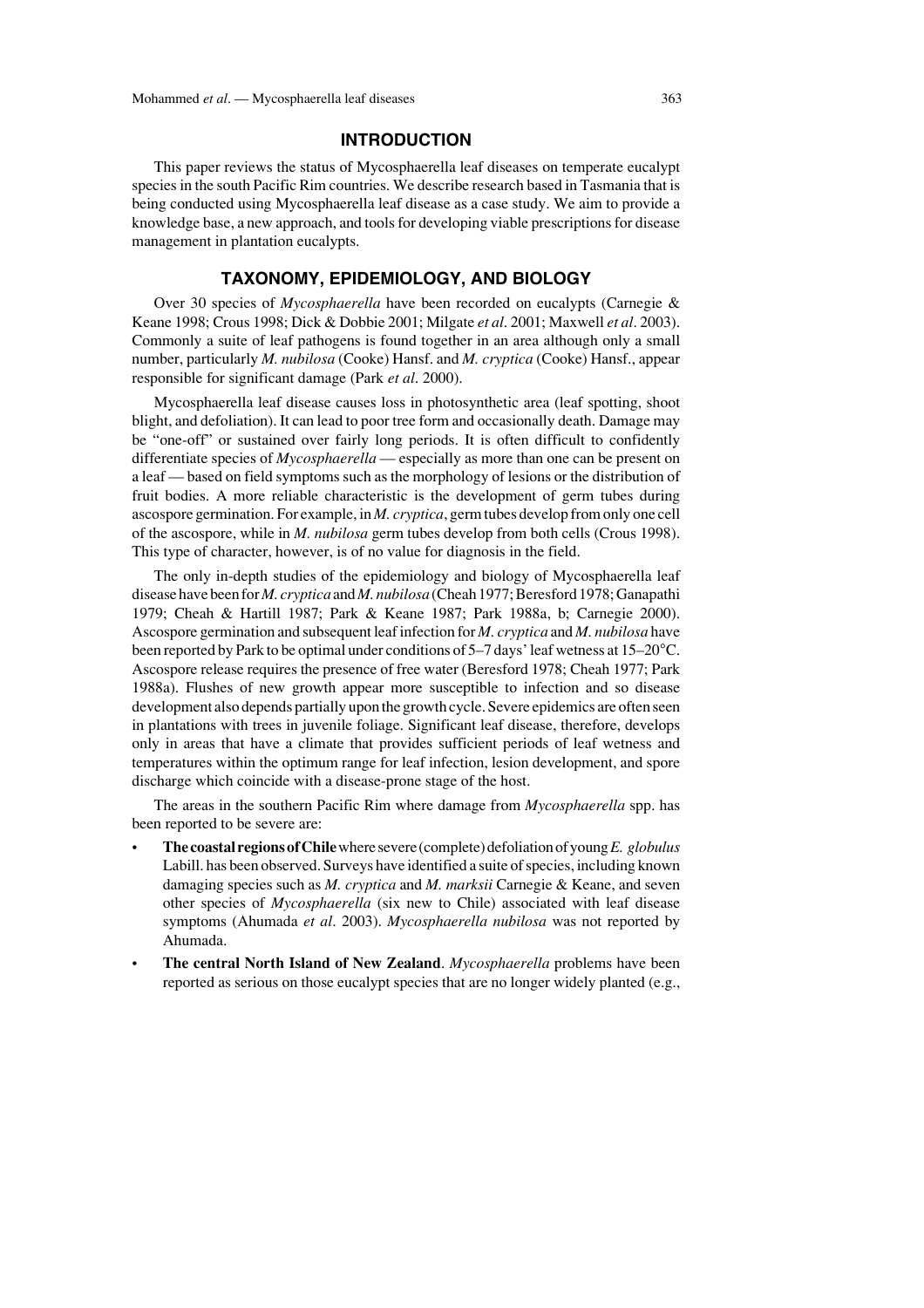## INTRODUCTION

This paper reviews the status of Mycosphaerella leaf diseases on temperate eucalypt species in the south Pacific Rim countries. We describe research based in Tasmania that is being conducted using Mycosphaerella leaf disease as a case study. We aim to provide a knowledge base, a new approach, and tools for developing viable prescriptions for disease management in plantation eucalypts.

## TAXONOMY, EPIDEMIOLOGY, AND BIOLOGY

Over 30 species of *Mycosphaerella* have been recorded on eucalypts (Carnegie & Keane 1998; Crous 1998; Dick & Dobbie 2001; Milgate *et al*. 2001; Maxwell *et al*. 2003). Commonly a suite of leaf pathogens is found together in an area although only a small number, particularly *M. nubilosa* (Cooke) Hansf. and *M. cryptica* (Cooke) Hansf., appear responsible for significant damage (Park *et al*. 2000).

Mycosphaerella leaf disease causes loss in photosynthetic area (leaf spotting, shoot blight, and defoliation). It can lead to poor tree form and occasionally death. Damage may be "one-off" or sustained over fairly long periods. It is often difficult to confidently differentiate species of *Mycosphaerella* — especially as more than one can be present on a leaf — based on field symptoms such as the morphology of lesions or the distribution of fruit bodies. A more reliable characteristic is the development of germ tubes during ascospore germination. For example, in *M. cryptica*, germ tubes develop from only one cell of the ascospore, while in *M. nubilosa* germ tubes develop from both cells (Crous 1998). This type of character, however, is of no value for diagnosis in the field.

The only in-depth studies of the epidemiology and biology of Mycosphaerella leaf disease have been for *M. cryptica* and *M. nubilosa* (Cheah 1977; Beresford 1978; Ganapathi 1979; Cheah & Hartill 1987; Park & Keane 1987; Park 1988a, b; Carnegie 2000). Ascospore germination and subsequent leaf infection for *M. cryptica* and *M. nubilosa* have been reported by Park to be optimal under conditions of 5–7 days' leaf wetness at 15–20°C. Ascospore release requires the presence of free water (Beresford 1978; Cheah 1977; Park 1988a). Flushes of new growth appear more susceptible to infection and so disease development also depends partially upon the growth cycle. Severe epidemics are often seen in plantations with trees in juvenile foliage. Significant leaf disease, therefore, develops only in areas that have a climate that provides sufficient periods of leaf wetness and temperatures within the optimum range for leaf infection, lesion development, and spore discharge which coincide with a disease-prone stage of the host.

The areas in the southern Pacific Rim where damage from *Mycosphaerella* spp. has been reported to be severe are:

- **The coastal regions of Chile** where severe (complete) defoliation of young *E. globulus* Labill. has been observed. Surveys have identified a suite of species, including known damaging species such as *M. cryptica* and *M. marksii* Carnegie & Keane, and seven other species of *Mycosphaerella* (six new to Chile) associated with leaf disease symptoms (Ahumada *et al*. 2003). *Mycosphaerella nubilosa* was not reported by Ahumada.
- **The central North Island of New Zealand**. *Mycosphaerella* problems have been reported as serious on those eucalypt species that are no longer widely planted (e.g.,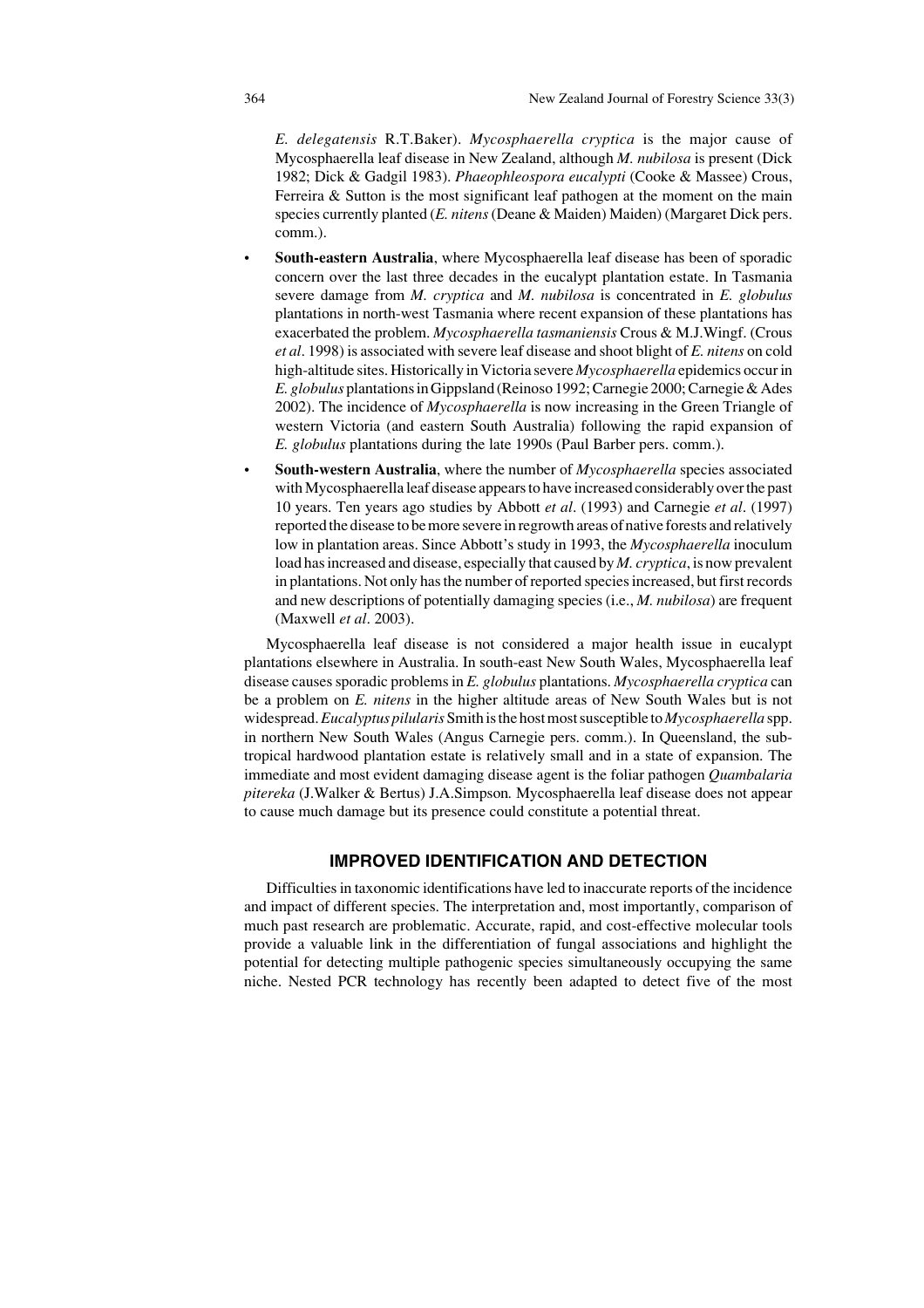*E. delegatensis* R.T.Baker). *Mycosphaerella cryptica* is the major cause of Mycosphaerella leaf disease in New Zealand, although *M. nubilosa* is present (Dick 1982; Dick & Gadgil 1983). *Phaeophleospora eucalypti* (Cooke & Massee) Crous, Ferreira & Sutton is the most significant leaf pathogen at the moment on the main species currently planted (*E. nitens* (Deane & Maiden) Maiden) (Margaret Dick pers. comm.).

- **South-eastern Australia**, where Mycosphaerella leaf disease has been of sporadic concern over the last three decades in the eucalypt plantation estate. In Tasmania severe damage from *M. cryptica* and *M. nubilosa* is concentrated in *E. globulus* plantations in north-west Tasmania where recent expansion of these plantations has exacerbated the problem. *Mycosphaerella tasmaniensis* Crous & M.J.Wingf. (Crous *et al*. 1998) is associated with severe leaf disease and shoot blight of *E. nitens* on cold high-altitude sites. Historically in Victoria severe *Mycosphaerella* epidemics occur in *E. globulus* plantations in Gippsland (Reinoso 1992; Carnegie 2000; Carnegie & Ades 2002). The incidence of *Mycosphaerella* is now increasing in the Green Triangle of western Victoria (and eastern South Australia) following the rapid expansion of *E. globulus* plantations during the late 1990s (Paul Barber pers. comm.).
- **South-western Australia**, where the number of *Mycosphaerella* species associated with Mycosphaerella leaf disease appears to have increased considerably over the past 10 years. Ten years ago studies by Abbott *et al*. (1993) and Carnegie *et al*. (1997) reported the disease to be more severe in regrowth areas of native forests and relatively low in plantation areas. Since Abbott's study in 1993, the *Mycosphaerella* inoculum load has increased and disease, especially that caused by *M. cryptica*, is now prevalent in plantations. Not only has the number of reported species increased, but first records and new descriptions of potentially damaging species (i.e., *M. nubilosa*) are frequent (Maxwell *et al*. 2003).

Mycosphaerella leaf disease is not considered a major health issue in eucalypt plantations elsewhere in Australia. In south-east New South Wales, Mycosphaerella leaf disease causes sporadic problems in *E. globulus* plantations. *Mycosphaerella cryptica* can be a problem on *E. nitens* in the higher altitude areas of New South Wales but is not widespread. *Eucalyptus pilularis* Smith is the host most susceptible to *Mycosphaerella* spp. in northern New South Wales (Angus Carnegie pers. comm.). In Queensland, the sub-tropical hardwood plantation estate is relatively small and in a state of expansion. The immediate and most evident damaging disease agent is the foliar pathogen *Quambalaria pitereka* (J.Walker & Bertus) J.A.Simpson. Mycosphaerella leaf disease does not appear to cause much damage but its presence could constitute a potential threat.

## IMPROVED IDENTIFICATION AND DETECTION

Difficulties in taxonomic identifications have led to inaccurate reports of the incidence and impact of different species. The interpretation and, most importantly, comparison of much past research are problematic. Accurate, rapid, and cost-effective molecular tools provide a valuable link in the differentiation of fungal associations and highlight the potential for detecting multiple pathogenic species simultaneously occupying the same niche. Nested PCR technology has recently been adapted to detect five of the most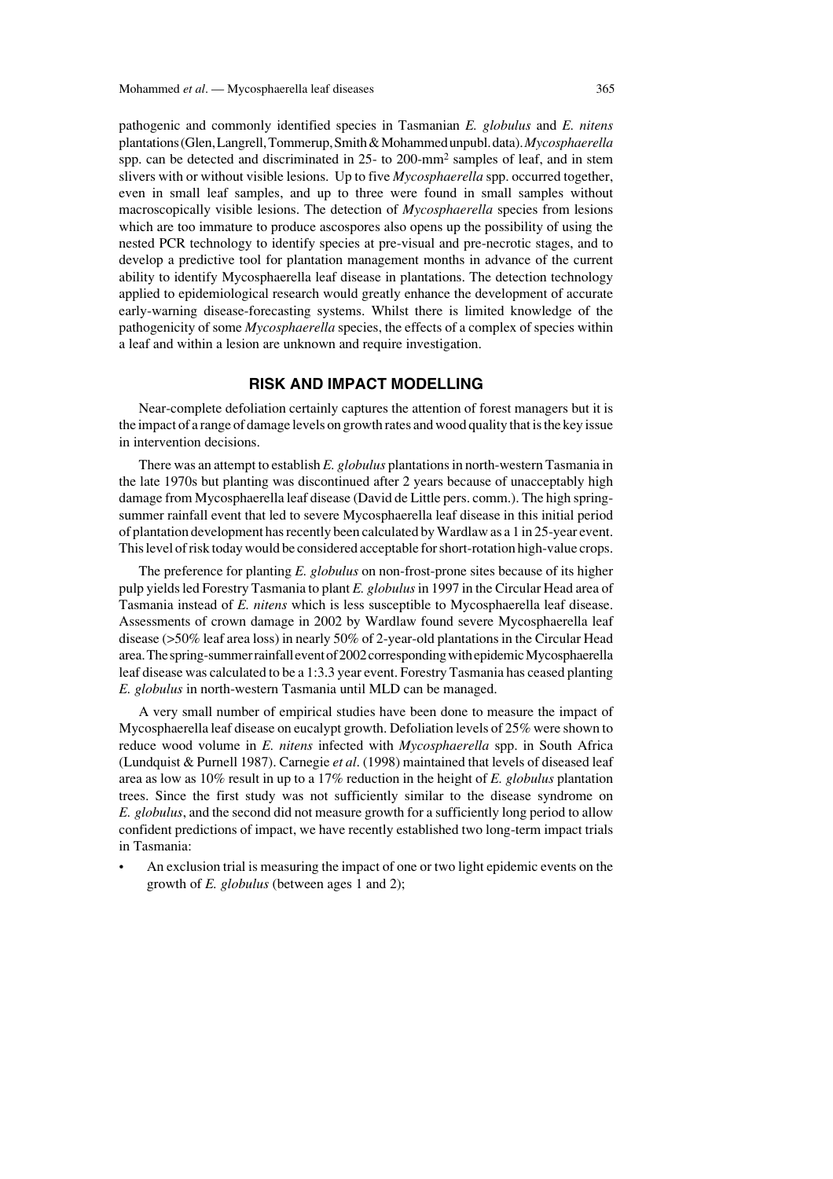pathogenic and commonly identified species in Tasmanian *E. globulus* and *E. nitens* plantations (Glen, Langrell, Tommerup, Smith & Mohammed unpubl. data). *Mycosphaerella* spp. can be detected and discriminated in 25- to 200-$mm^2$ samples of leaf, and in stem slivers with or without visible lesions. Up to five *Mycosphaerella* spp. occurred together, even in small leaf samples, and up to three were found in small samples without macroscopically visible lesions. The detection of *Mycosphaerella* species from lesions which are too immature to produce ascospores also opens up the possibility of using the nested PCR technology to identify species at pre-visual and pre-necrotic stages, and to develop a predictive tool for plantation management months in advance of the current ability to identify Mycosphaerella leaf disease in plantations. The detection technology applied to epidemiological research would greatly enhance the development of accurate early-warning disease-forecasting systems. Whilst there is limited knowledge of the pathogenicity of some *Mycosphaerella* species, the effects of a complex of species within a leaf and within a lesion are unknown and require investigation.

## RISK AND IMPACT MODELLING

Near-complete defoliation certainly captures the attention of forest managers but it is the impact of a range of damage levels on growth rates and wood quality that is the key issue in intervention decisions.

There was an attempt to establish *E. globulus* plantations in north-western Tasmania in the late 1970s but planting was discontinued after 2 years because of unacceptably high damage from Mycosphaerella leaf disease (David de Little pers. comm.). The high spring-summer rainfall event that led to severe Mycosphaerella leaf disease in this initial period of plantation development has recently been calculated by Wardlaw as a 1 in 25-year event. This level of risk today would be considered acceptable for short-rotation high-value crops.

The preference for planting *E. globulus* on non-frost-prone sites because of its higher pulp yields led Forestry Tasmania to plant *E. globulus* in 1997 in the Circular Head area of Tasmania instead of *E. nitens* which is less susceptible to Mycosphaerella leaf disease. Assessments of crown damage in 2002 by Wardlaw found severe Mycosphaerella leaf disease (>50% leaf area loss) in nearly 50% of 2-year-old plantations in the Circular Head area. The spring-summer rainfall event of 2002 corresponding with epidemic Mycosphaerella leaf disease was calculated to be a 1:3.3 year event. Forestry Tasmania has ceased planting *E. globulus* in north-western Tasmania until MLD can be managed.

A very small number of empirical studies have been done to measure the impact of Mycosphaerella leaf disease on eucalypt growth. Defoliation levels of 25% were shown to reduce wood volume in *E. nitens* infected with *Mycosphaerella* spp. in South Africa (Lundquist & Purnell 1987). Carnegie *et al*. (1998) maintained that levels of diseased leaf area as low as 10% result in up to a 17% reduction in the height of *E. globulus* plantation trees. Since the first study was not sufficiently similar to the disease syndrome on *E. globulus*, and the second did not measure growth for a sufficiently long period to allow confident predictions of impact, we have recently established two long-term impact trials in Tasmania:

- An exclusion trial is measuring the impact of one or two light epidemic events on the growth of *E. globulus* (between ages 1 and 2);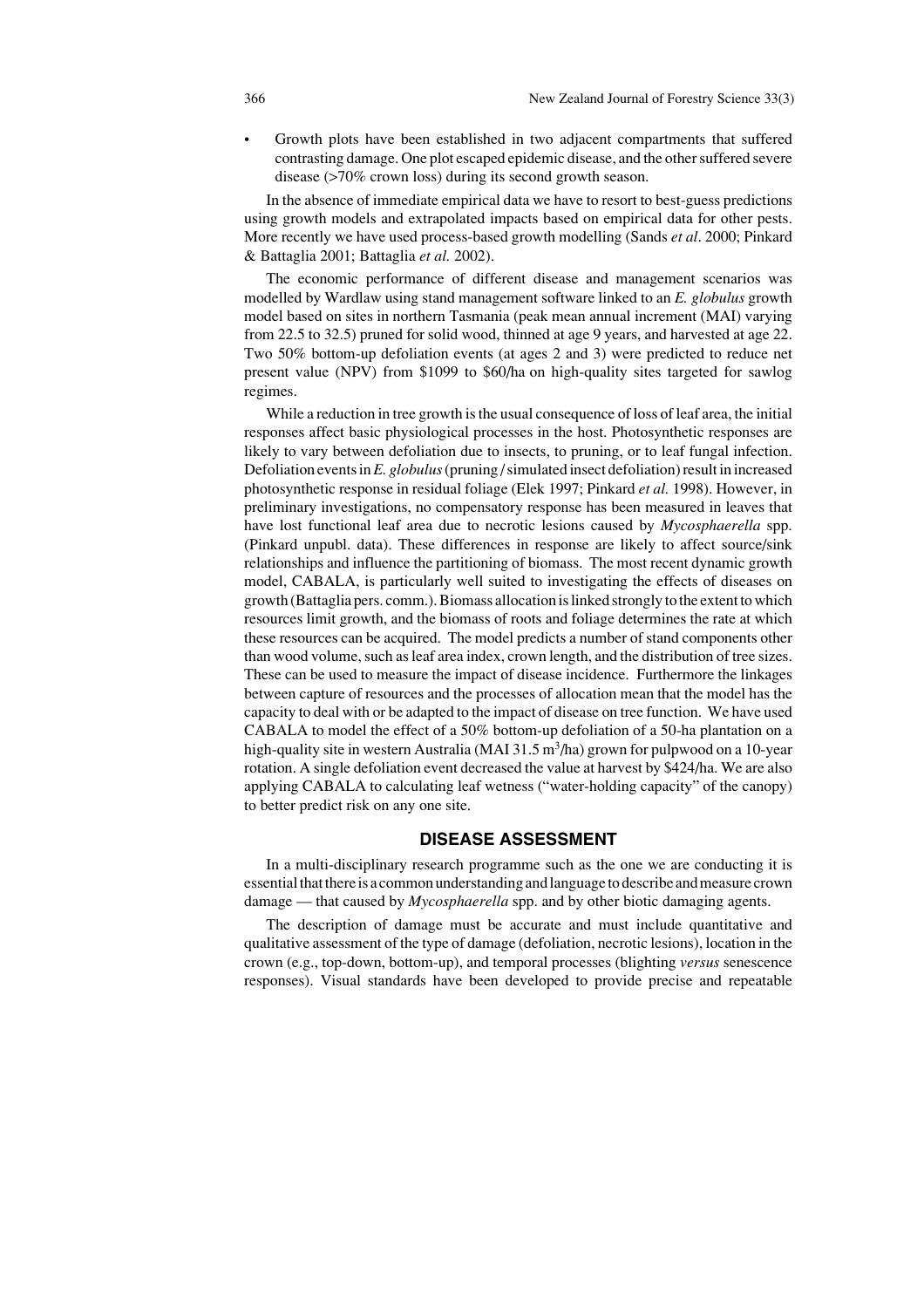- Growth plots have been established in two adjacent compartments that suffered contrasting damage. One plot escaped epidemic disease, and the other suffered severe disease (>70% crown loss) during its second growth season.

In the absence of immediate empirical data we have to resort to best-guess predictions using growth models and extrapolated impacts based on empirical data for other pests. More recently we have used process-based growth modelling (Sands *et al*. 2000; Pinkard & Battaglia 2001; Battaglia *et al.* 2002).

The economic performance of different disease and management scenarios was modelled by Wardlaw using stand management software linked to an *E. globulus* growth model based on sites in northern Tasmania (peak mean annual increment (MAI) varying from 22.5 to 32.5) pruned for solid wood, thinned at age 9 years, and harvested at age 22. Two 50% bottom-up defoliation events (at ages 2 and 3) were predicted to reduce net present value (NPV) from $1099 to $60/ha on high-quality sites targeted for sawlog regimes.

While a reduction in tree growth is the usual consequence of loss of leaf area, the initial responses affect basic physiological processes in the host. Photosynthetic responses are likely to vary between defoliation due to insects, to pruning, or to leaf fungal infection. Defoliation events in *E. globulus* (pruning / simulated insect defoliation) result in increased photosynthetic response in residual foliage (Elek 1997; Pinkard *et al.* 1998). However, in preliminary investigations, no compensatory response has been measured in leaves that have lost functional leaf area due to necrotic lesions caused by *Mycosphaerella* spp. (Pinkard unpubl. data). These differences in response are likely to affect source/sink relationships and influence the partitioning of biomass. The most recent dynamic growth model, CABALA, is particularly well suited to investigating the effects of diseases on growth (Battaglia pers. comm.). Biomass allocation is linked strongly to the extent to which resources limit growth, and the biomass of roots and foliage determines the rate at which these resources can be acquired. The model predicts a number of stand components other than wood volume, such as leaf area index, crown length, and the distribution of tree sizes. These can be used to measure the impact of disease incidence. Furthermore the linkages between capture of resources and the processes of allocation mean that the model has the capacity to deal with or be adapted to the impact of disease on tree function. We have used CABALA to model the effect of a 50% bottom-up defoliation of a 50-ha plantation on a high-quality site in western Australia (MAI 31.5 $m^3$/ha) grown for pulpwood on a 10-year rotation. A single defoliation event decreased the value at harvest by $424/ha. We are also applying CABALA to calculating leaf wetness ("water-holding capacity" of the canopy) to better predict risk on any one site.

## DISEASE ASSESSMENT

In a multi-disciplinary research programme such as the one we are conducting it is essential that there is a common understanding and language to describe and measure crown damage — that caused by *Mycosphaerella* spp. and by other biotic damaging agents.

The description of damage must be accurate and must include quantitative and qualitative assessment of the type of damage (defoliation, necrotic lesions), location in the crown (e.g., top-down, bottom-up), and temporal processes (blighting *versus* senescence responses). Visual standards have been developed to provide precise and repeatable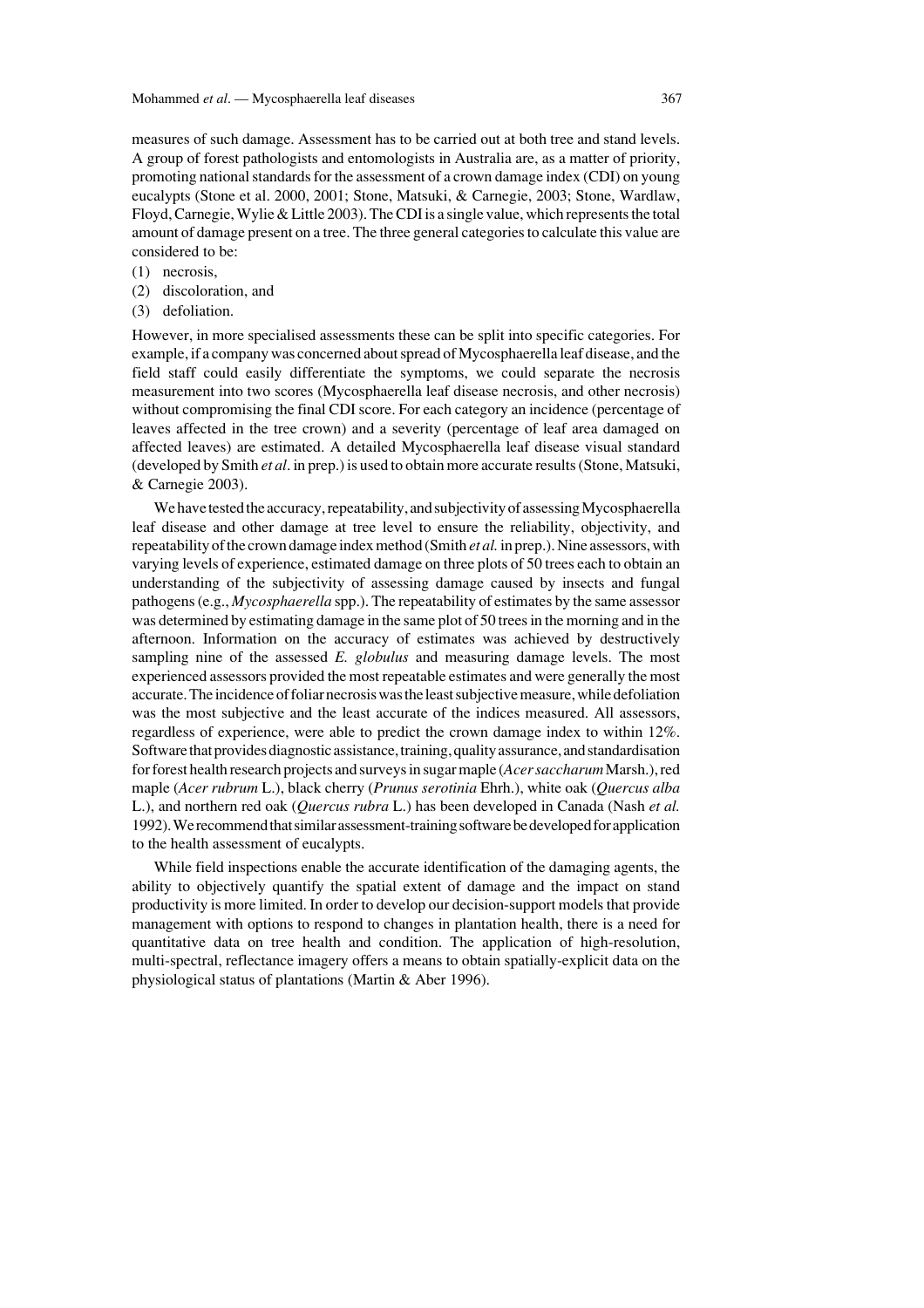measures of such damage. Assessment has to be carried out at both tree and stand levels. A group of forest pathologists and entomologists in Australia are, as a matter of priority, promoting national standards for the assessment of a crown damage index (CDI) on young eucalypts (Stone et al. 2000, 2001; Stone, Matsuki, & Carnegie, 2003; Stone, Wardlaw, Floyd, Carnegie, Wylie & Little 2003). The CDI is a single value, which represents the total amount of damage present on a tree. The three general categories to calculate this value are considered to be:

(1) necrosis,
(2) discoloration, and
(3) defoliation.

However, in more specialised assessments these can be split into specific categories. For example, if a company was concerned about spread of Mycosphaerella leaf disease, and the field staff could easily differentiate the symptoms, we could separate the necrosis measurement into two scores (Mycosphaerella leaf disease necrosis, and other necrosis) without compromising the final CDI score. For each category an incidence (percentage of leaves affected in the tree crown) and a severity (percentage of leaf area damaged on affected leaves) are estimated. A detailed Mycosphaerella leaf disease visual standard (developed by Smith *et al*. in prep.) is used to obtain more accurate results (Stone, Matsuki, & Carnegie 2003).

We have tested the accuracy, repeatability, and subjectivity of assessing Mycosphaerella leaf disease and other damage at tree level to ensure the reliability, objectivity, and repeatability of the crown damage index method (Smith *et al.* in prep.). Nine assessors, with varying levels of experience, estimated damage on three plots of 50 trees each to obtain an understanding of the subjectivity of assessing damage caused by insects and fungal pathogens (e.g., *Mycosphaerella* spp.). The repeatability of estimates by the same assessor was determined by estimating damage in the same plot of 50 trees in the morning and in the afternoon. Information on the accuracy of estimates was achieved by destructively sampling nine of the assessed *E. globulus* and measuring damage levels. The most experienced assessors provided the most repeatable estimates and were generally the most accurate. The incidence of foliar necrosis was the least subjective measure, while defoliation was the most subjective and the least accurate of the indices measured. All assessors, regardless of experience, were able to predict the crown damage index to within 12%. Software that provides diagnostic assistance, training, quality assurance, and standardisation for forest health research projects and surveys in sugar maple (*Acer saccharum* Marsh.), red maple (*Acer rubrum* L.), black cherry (*Prunus serotinia* Ehrh.), white oak (*Quercus alba* L.), and northern red oak (*Quercus rubra* L.) has been developed in Canada (Nash *et al.* 1992). We recommend that similar assessment-training software be developed for application to the health assessment of eucalypts.

While field inspections enable the accurate identification of the damaging agents, the ability to objectively quantify the spatial extent of damage and the impact on stand productivity is more limited. In order to develop our decision-support models that provide management with options to respond to changes in plantation health, there is a need for quantitative data on tree health and condition. The application of high-resolution, multi-spectral, reflectance imagery offers a means to obtain spatially-explicit data on the physiological status of plantations (Martin & Aber 1996).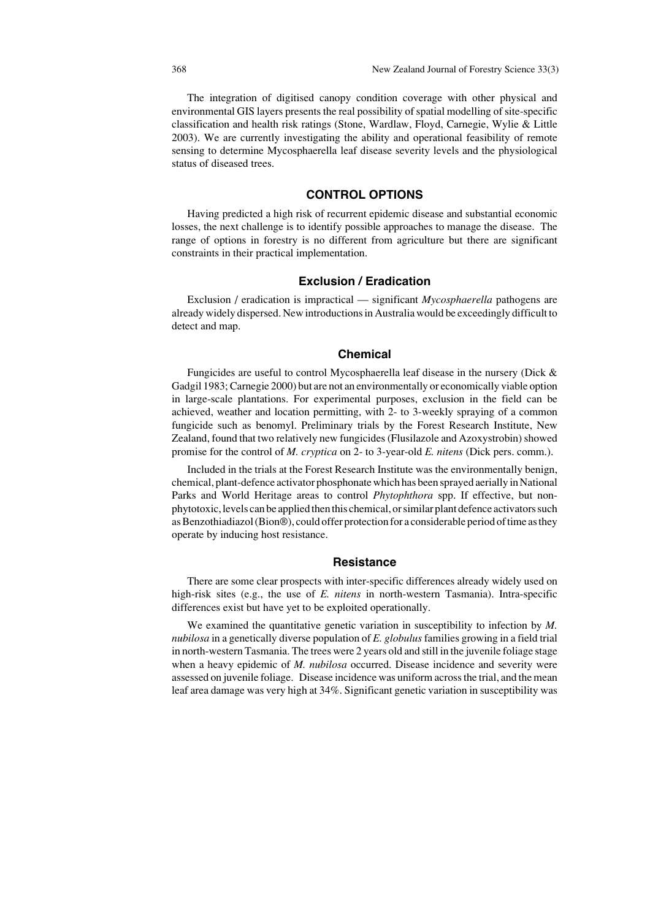The integration of digitised canopy condition coverage with other physical and environmental GIS layers presents the real possibility of spatial modelling of site-specific classification and health risk ratings (Stone, Wardlaw, Floyd, Carnegie, Wylie & Little 2003). We are currently investigating the ability and operational feasibility of remote sensing to determine Mycosphaerella leaf disease severity levels and the physiological status of diseased trees.

## CONTROL OPTIONS

Having predicted a high risk of recurrent epidemic disease and substantial economic losses, the next challenge is to identify possible approaches to manage the disease. The range of options in forestry is no different from agriculture but there are significant constraints in their practical implementation.

### Exclusion / Eradication

Exclusion / eradication is impractical — significant *Mycosphaerella* pathogens are already widely dispersed. New introductions in Australia would be exceedingly difficult to detect and map.

### Chemical

Fungicides are useful to control Mycosphaerella leaf disease in the nursery (Dick & Gadgil 1983; Carnegie 2000) but are not an environmentally or economically viable option in large-scale plantations. For experimental purposes, exclusion in the field can be achieved, weather and location permitting, with 2- to 3-weekly spraying of a common fungicide such as benomyl. Preliminary trials by the Forest Research Institute, New Zealand, found that two relatively new fungicides (Flusilazole and Azoxystrobin) showed promise for the control of *M. cryptica* on 2- to 3-year-old *E. nitens* (Dick pers. comm.).

Included in the trials at the Forest Research Institute was the environmentally benign, chemical, plant-defence activator phosphonate which has been sprayed aerially in National Parks and World Heritage areas to control *Phytophthora* spp. If effective, but non-phytotoxic, levels can be applied then this chemical, or similar plant defence activators such as Benzothiadiazol (Bion®), could offer protection for a considerable period of time as they operate by inducing host resistance.

### Resistance

There are some clear prospects with inter-specific differences already widely used on high-risk sites (e.g., the use of *E. nitens* in north-western Tasmania). Intra-specific differences exist but have yet to be exploited operationally.

We examined the quantitative genetic variation in susceptibility to infection by *M. nubilosa* in a genetically diverse population of *E. globulus* families growing in a field trial in north-western Tasmania. The trees were 2 years old and still in the juvenile foliage stage when a heavy epidemic of *M. nubilosa* occurred. Disease incidence and severity were assessed on juvenile foliage. Disease incidence was uniform across the trial, and the mean leaf area damage was very high at 34%. Significant genetic variation in susceptibility was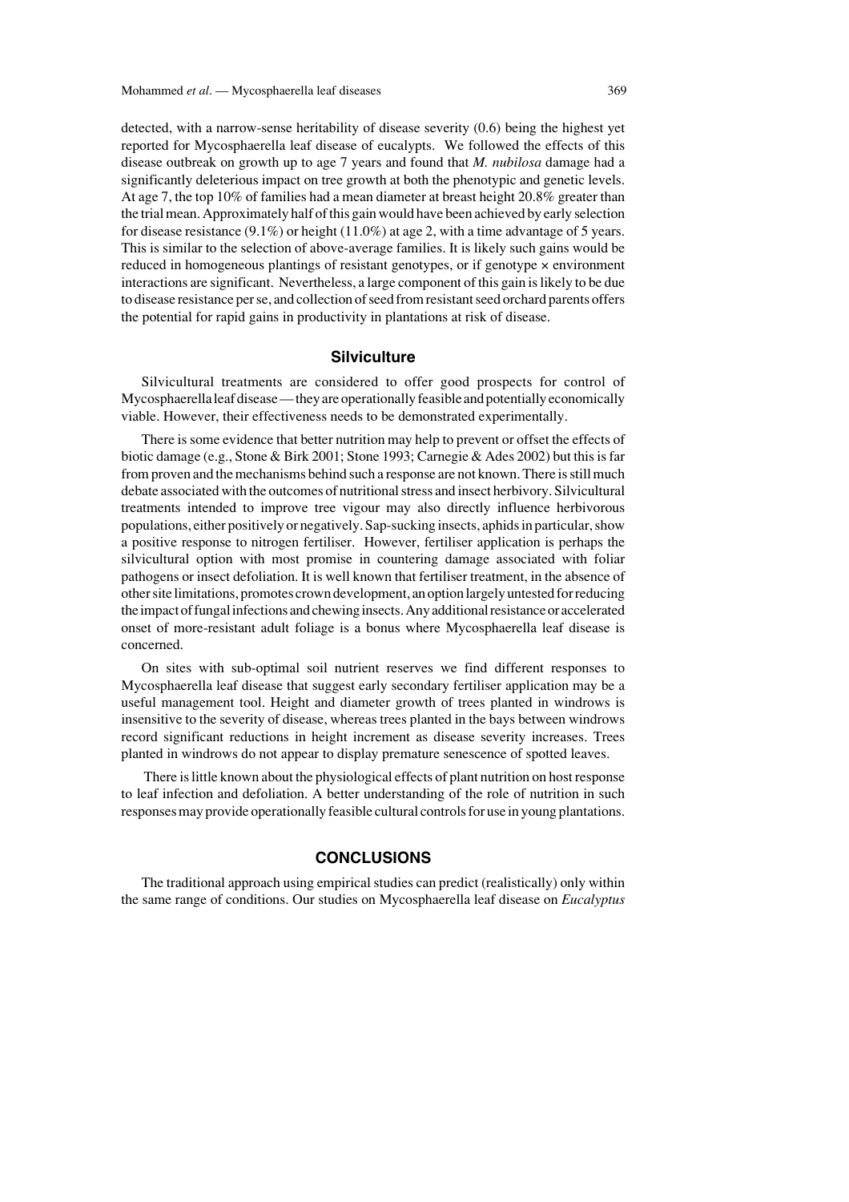detected, with a narrow-sense heritability of disease severity (0.6) being the highest yet reported for Mycosphaerella leaf disease of eucalypts. We followed the effects of this disease outbreak on growth up to age 7 years and found that *M. nubilosa* damage had a significantly deleterious impact on tree growth at both the phenotypic and genetic levels. At age 7, the top 10% of families had a mean diameter at breast height 20.8% greater than the trial mean. Approximately half of this gain would have been achieved by early selection for disease resistance (9.1%) or height (11.0%) at age 2, with a time advantage of 5 years. This is similar to the selection of above-average families. It is likely such gains would be reduced in homogeneous plantings of resistant genotypes, or if genotype × environment interactions are significant. Nevertheless, a large component of this gain is likely to be due to disease resistance per se, and collection of seed from resistant seed orchard parents offers the potential for rapid gains in productivity in plantations at risk of disease.

## Silviculture

Silvicultural treatments are considered to offer good prospects for control of Mycosphaerella leaf disease — they are operationally feasible and potentially economically viable. However, their effectiveness needs to be demonstrated experimentally.

There is some evidence that better nutrition may help to prevent or offset the effects of biotic damage (e.g., Stone & Birk 2001; Stone 1993; Carnegie & Ades 2002) but this is far from proven and the mechanisms behind such a response are not known. There is still much debate associated with the outcomes of nutritional stress and insect herbivory. Silvicultural treatments intended to improve tree vigour may also directly influence herbivorous populations, either positively or negatively. Sap-sucking insects, aphids in particular, show a positive response to nitrogen fertiliser. However, fertiliser application is perhaps the silvicultural option with most promise in countering damage associated with foliar pathogens or insect defoliation. It is well known that fertiliser treatment, in the absence of other site limitations, promotes crown development, an option largely untested for reducing the impact of fungal infections and chewing insects. Any additional resistance or accelerated onset of more-resistant adult foliage is a bonus where Mycosphaerella leaf disease is concerned.

On sites with sub-optimal soil nutrient reserves we find different responses to Mycosphaerella leaf disease that suggest early secondary fertiliser application may be a useful management tool. Height and diameter growth of trees planted in windrows is insensitive to the severity of disease, whereas trees planted in the bays between windrows record significant reductions in height increment as disease severity increases. Trees planted in windrows do not appear to display premature senescence of spotted leaves.

There is little known about the physiological effects of plant nutrition on host response to leaf infection and defoliation. A better understanding of the role of nutrition in such responses may provide operationally feasible cultural controls for use in young plantations.

# CONCLUSIONS

The traditional approach using empirical studies can predict (realistically) only within the same range of conditions. Our studies on Mycosphaerella leaf disease on *Eucalyptus*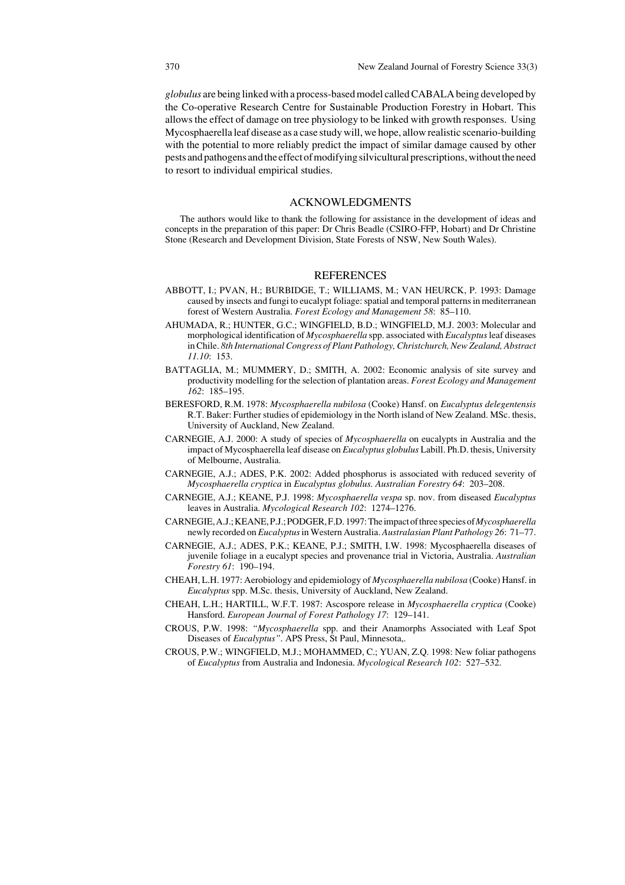*globulus* are being linked with a process-based model called CABALA being developed by the Co-operative Research Centre for Sustainable Production Forestry in Hobart. This allows the effect of damage on tree physiology to be linked with growth responses. Using Mycosphaerella leaf disease as a case study will, we hope, allow realistic scenario-building with the potential to more reliably predict the impact of similar damage caused by other pests and pathogens and the effect of modifying silvicultural prescriptions, without the need to resort to individual empirical studies.

## ACKNOWLEDGMENTS

The authors would like to thank the following for assistance in the development of ideas and concepts in the preparation of this paper: Dr Chris Beadle (CSIRO-FFP, Hobart) and Dr Christine Stone (Research and Development Division, State Forests of NSW, New South Wales).

## REFERENCES

ABBOTT, I.; PVAN, H.; BURBIDGE, T.; WILLIAMS, M.; VAN HEURCK, P. 1993: Damage caused by insects and fungi to eucalypt foliage: spatial and temporal patterns in mediterranean forest of Western Australia. *Forest Ecology and Management 58*: 85–110.

AHUMADA, R.; HUNTER, G.C.; WINGFIELD, B.D.; WINGFIELD, M.J. 2003: Molecular and morphological identification of *Mycosphaerella* spp. associated with *Eucalyptus* leaf diseases in Chile. *8th International Congress of Plant Pathology, Christchurch, New Zealand, Abstract 11.10*: 153.

BATTAGLIA, M.; MUMMERY, D.; SMITH, A. 2002: Economic analysis of site survey and productivity modelling for the selection of plantation areas. *Forest Ecology and Management 162*: 185–195.

BERESFORD, R.M. 1978: *Mycosphaerella nubilosa* (Cooke) Hansf. on *Eucalyptus delegentensis* R.T. Baker: Further studies of epidemiology in the North island of New Zealand. MSc. thesis, University of Auckland, New Zealand.

CARNEGIE, A.J. 2000: A study of species of *Mycosphaerella* on eucalypts in Australia and the impact of Mycosphaerella leaf disease on *Eucalyptus globulus* Labill. Ph.D. thesis, University of Melbourne, Australia.

CARNEGIE, A.J.; ADES, P.K. 2002: Added phosphorus is associated with reduced severity of *Mycosphaerella cryptica* in *Eucalyptus globulus. Australian Forestry 64*: 203–208.

CARNEGIE, A.J.; KEANE, P.J. 1998: *Mycosphaerella vespa* sp. nov. from diseased *Eucalyptus* leaves in Australia. *Mycological Research 102*: 1274–1276.

CARNEGIE, A.J.; KEANE, P.J.; PODGER, F.D. 1997: The impact of three species of *Mycosphaerella* newly recorded on *Eucalyptus* in Western Australia. *Australasian Plant Pathology 26*: 71–77.

CARNEGIE, A.J.; ADES, P.K.; KEANE, P.J.; SMITH, I.W. 1998: Mycosphaerella diseases of juvenile foliage in a eucalypt species and provenance trial in Victoria, Australia. *Australian Forestry 61*: 190–194.

CHEAH, L.H. 1977: Aerobiology and epidemiology of *Mycosphaerella nubilosa* (Cooke) Hansf. in *Eucalyptus* spp. M.Sc. thesis, University of Auckland, New Zealand.

CHEAH, L.H.; HARTILL, W.F.T. 1987: Ascospore release in *Mycosphaerella cryptica* (Cooke) Hansford. *European Journal of Forest Pathology 17*: 129–141.

CROUS, P.W. 1998: *"Mycosphaerella* spp. and their Anamorphs Associated with Leaf Spot Diseases of *Eucalyptus"*. APS Press, St Paul, Minnesota,.

CROUS, P.W.; WINGFIELD, M.J.; MOHAMMED, C.; YUAN, Z.Q. 1998: New foliar pathogens of *Eucalyptus* from Australia and Indonesia. *Mycological Research 102*: 527–532.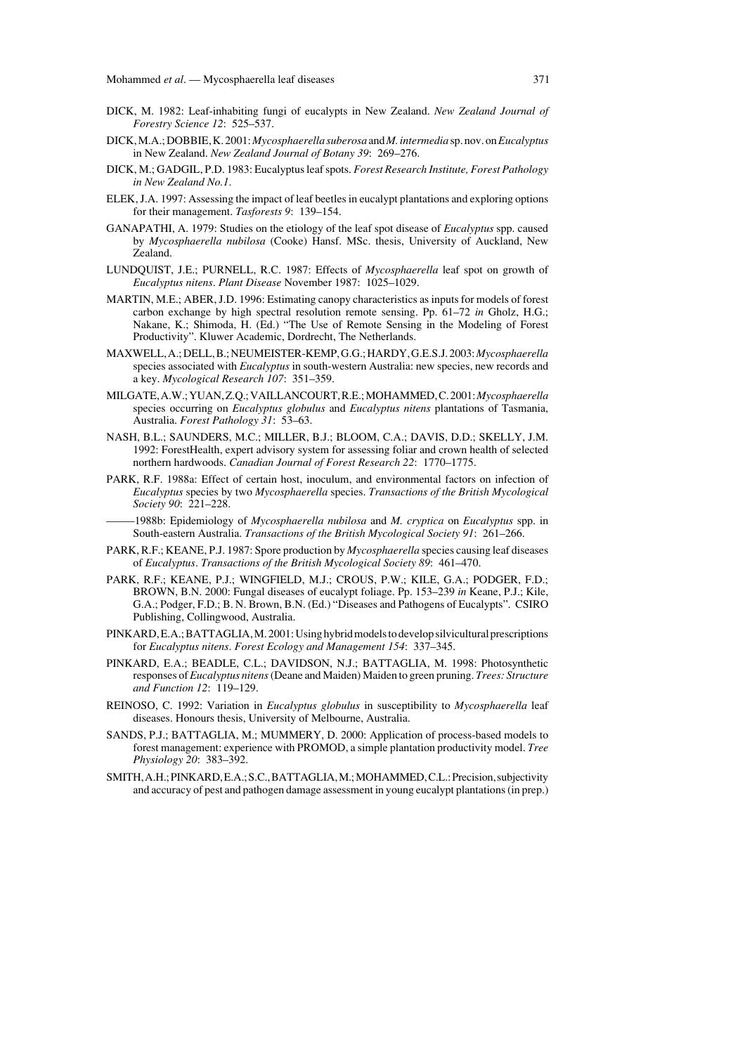DICK, M. 1982: Leaf-inhabiting fungi of eucalypts in New Zealand. *New Zealand Journal of Forestry Science 12*: 525–537.

DICK, M.A.; DOBBIE, K. 2001: *Mycosphaerella suberosa* and *M. intermedia* sp. nov. on *Eucalyptus* in New Zealand. *New Zealand Journal of Botany 39*: 269–276.

DICK, M.; GADGIL, P.D. 1983: Eucalyptus leaf spots. *Forest Research Institute, Forest Pathology in New Zealand No.1*.

ELEK, J.A. 1997: Assessing the impact of leaf beetles in eucalypt plantations and exploring options for their management. *Tasforests 9*: 139–154.

GANAPATHI, A. 1979: Studies on the etiology of the leaf spot disease of *Eucalyptus* spp. caused by *Mycosphaerella nubilosa* (Cooke) Hansf. MSc. thesis, University of Auckland, New Zealand.

LUNDQUIST, J.E.; PURNELL, R.C. 1987: Effects of *Mycosphaerella* leaf spot on growth of *Eucalyptus nitens*. *Plant Disease* November 1987: 1025–1029.

MARTIN, M.E.; ABER, J.D. 1996: Estimating canopy characteristics as inputs for models of forest carbon exchange by high spectral resolution remote sensing. Pp. 61–72 *in* Gholz, H.G.; Nakane, K.; Shimoda, H. (Ed.) "The Use of Remote Sensing in the Modeling of Forest Productivity". Kluwer Academic, Dordrecht, The Netherlands.

MAXWELL, A.; DELL, B.; NEUMEISTER-KEMP, G.G.; HARDY, G.E.S.J. 2003: *Mycosphaerella* species associated with *Eucalyptus* in south-western Australia: new species, new records and a key. *Mycological Research 107*: 351–359.

MILGATE, A.W.; YUAN, Z.Q.; VAILLANCOURT, R.E.; MOHAMMED, C. 2001: *Mycosphaerella* species occurring on *Eucalyptus globulus* and *Eucalyptus nitens* plantations of Tasmania, Australia. *Forest Pathology 31*: 53–63.

NASH, B.L.; SAUNDERS, M.C.; MILLER, B.J.; BLOOM, C.A.; DAVIS, D.D.; SKELLY, J.M. 1992: ForestHealth, expert advisory system for assessing foliar and crown health of selected northern hardwoods. *Canadian Journal of Forest Research 22*: 1770–1775.

PARK, R.F. 1988a: Effect of certain host, inoculum, and environmental factors on infection of *Eucalyptus* species by two *Mycosphaerella* species. *Transactions of the British Mycological Society 90*: 221–228.

——1988b: Epidemiology of *Mycosphaerella nubilosa* and *M. cryptica* on *Eucalyptus* spp. in South-eastern Australia. *Transactions of the British Mycological Society 91*: 261–266.

PARK, R.F.; KEANE, P.J. 1987: Spore production by *Mycosphaerella* species causing leaf diseases of *Eucalyptus*. *Transactions of the British Mycological Society 89*: 461–470.

PARK, R.F.; KEANE, P.J.; WINGFIELD, M.J.; CROUS, P.W.; KILE, G.A.; PODGER, F.D.; BROWN, B.N. 2000: Fungal diseases of eucalypt foliage. Pp. 153–239 *in* Keane, P.J.; Kile, G.A.; Podger, F.D.; B. N. Brown, B.N. (Ed.) "Diseases and Pathogens of Eucalypts". CSIRO Publishing, Collingwood, Australia.

PINKARD, E.A.; BATTAGLIA, M. 2001: Using hybrid models to develop silvicultural prescriptions for *Eucalyptus nitens*. *Forest Ecology and Management 154*: 337–345.

PINKARD, E.A.; BEADLE, C.L.; DAVIDSON, N.J.; BATTAGLIA, M. 1998: Photosynthetic responses of *Eucalyptus nitens* (Deane and Maiden) Maiden to green pruning. *Trees: Structure and Function 12*: 119–129.

REINOSO, C. 1992: Variation in *Eucalyptus globulus* in susceptibility to *Mycosphaerella* leaf diseases. Honours thesis, University of Melbourne, Australia.

SANDS, P.J.; BATTAGLIA, M.; MUMMERY, D. 2000: Application of process-based models to forest management: experience with PROMOD, a simple plantation productivity model. *Tree Physiology 20*: 383–392.

SMITH, A.H.; PINKARD, E.A.; S.C., BATTAGLIA, M.; MOHAMMED, C.L.: Precision, subjectivity and accuracy of pest and pathogen damage assessment in young eucalypt plantations (in prep.)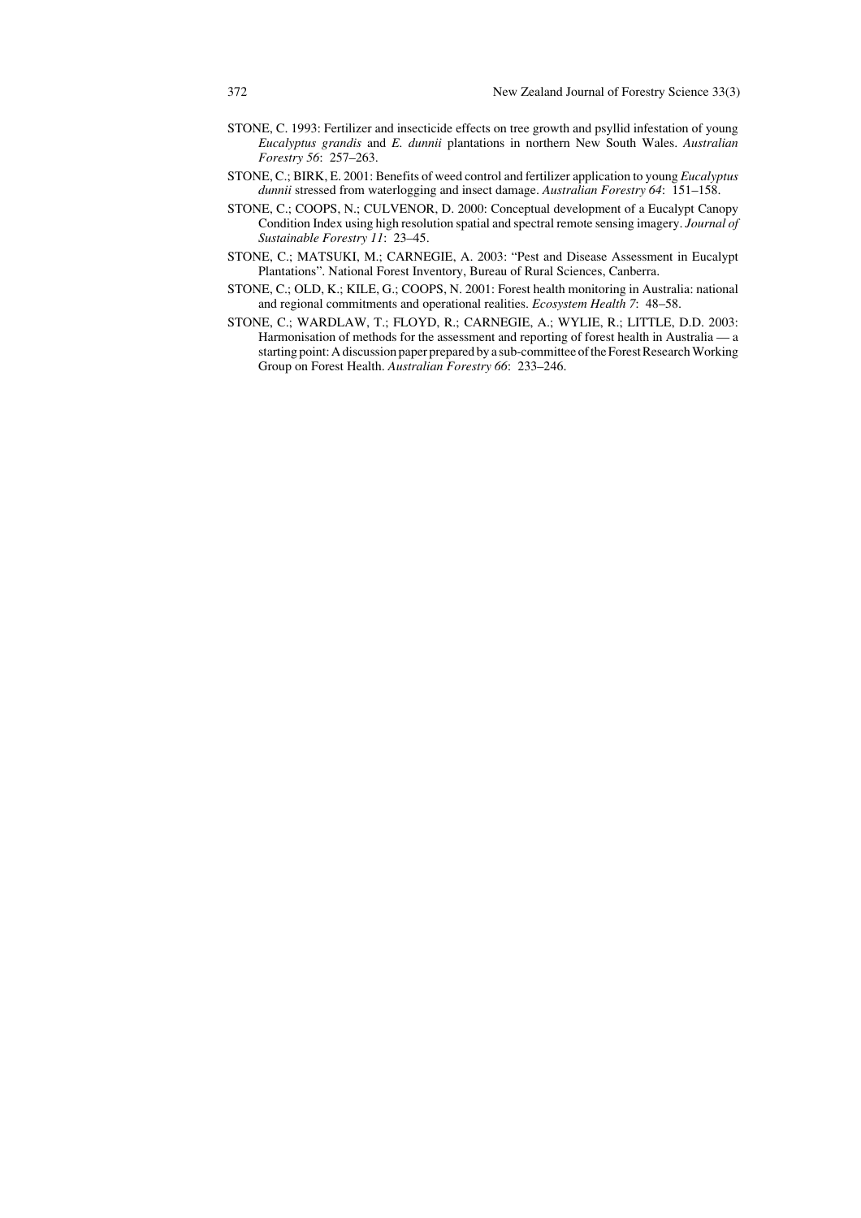STONE, C. 1993: Fertilizer and insecticide effects on tree growth and psyllid infestation of young *Eucalyptus grandis* and *E. dunnii* plantations in northern New South Wales. *Australian Forestry 56*: 257–263.

STONE, C.; BIRK, E. 2001: Benefits of weed control and fertilizer application to young *Eucalyptus dunnii* stressed from waterlogging and insect damage. *Australian Forestry 64*: 151–158.

STONE, C.; COOPS, N.; CULVENOR, D. 2000: Conceptual development of a Eucalypt Canopy Condition Index using high resolution spatial and spectral remote sensing imagery. *Journal of Sustainable Forestry 11*: 23–45.

STONE, C.; MATSUKI, M.; CARNEGIE, A. 2003: "Pest and Disease Assessment in Eucalypt Plantations". National Forest Inventory, Bureau of Rural Sciences, Canberra.

STONE, C.; OLD, K.; KILE, G.; COOPS, N. 2001: Forest health monitoring in Australia: national and regional commitments and operational realities. *Ecosystem Health 7*: 48–58.

STONE, C.; WARDLAW, T.; FLOYD, R.; CARNEGIE, A.; WYLIE, R.; LITTLE, D.D. 2003: Harmonisation of methods for the assessment and reporting of forest health in Australia — a starting point: A discussion paper prepared by a sub-committee of the Forest Research Working Group on Forest Health. *Australian Forestry 66*: 233–246.